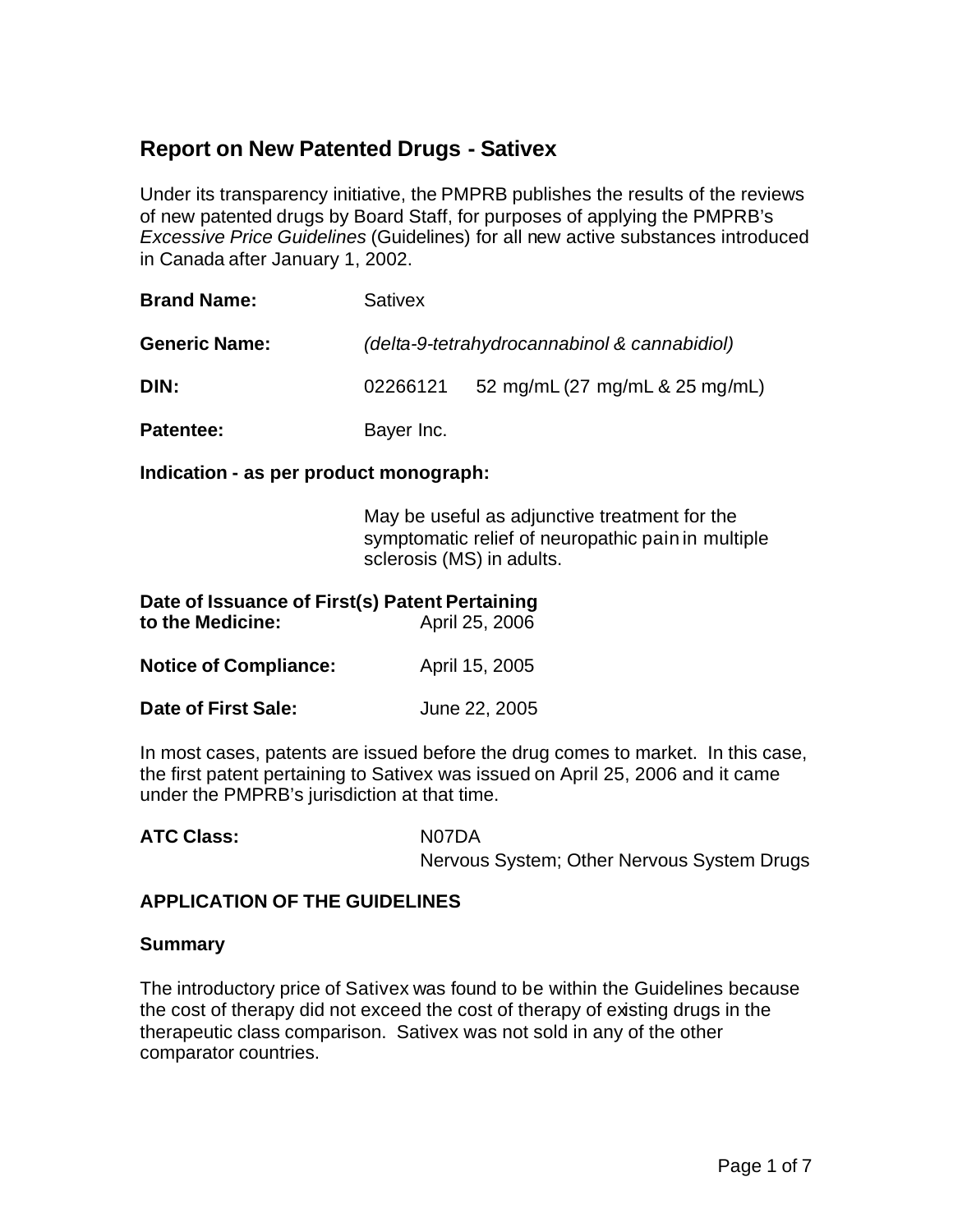# Report on New Patented Drugs - Sativex

Under its transparency initiative, the PMPRB publishes the results of the reviews of new patented drugs by Board Staff, for purposes of applying the PMPRB's *Excessive Price Guidelines* (Guidelines) for all new active substances introduced in Canada after January 1, 2002.

**Brand Name:** Sativex

**Generic Name:** *(delta-9-tetrahydrocannabinol & cannabidiol)*

**DIN:** 02266121 52 mg/mL (27 mg/mL & 25 mg/mL)

**Patentee:** Bayer Inc.

**Indication - as per product monograph:**

May be useful as adjunctive treatment for the symptomatic relief of neuropathic pain in multiple sclerosis (MS) in adults.

**Date of Issuance of First(s) Patent Pertaining to the Medicine:** April 25, 2006

**Notice of Compliance:** April 15, 2005

**Date of First Sale:** June 22, 2005

In most cases, patents are issued before the drug comes to market. In this case, the first patent pertaining to Sativex was issued on April 25, 2006 and it came under the PMPRB's jurisdiction at that time.

**ATC Class:** N07DA
Nervous System; Other Nervous System Drugs

## APPLICATION OF THE GUIDELINES

### Summary

The introductory price of Sativex was found to be within the Guidelines because the cost of therapy did not exceed the cost of therapy of existing drugs in the therapeutic class comparison. Sativex was not sold in any of the other comparator countries.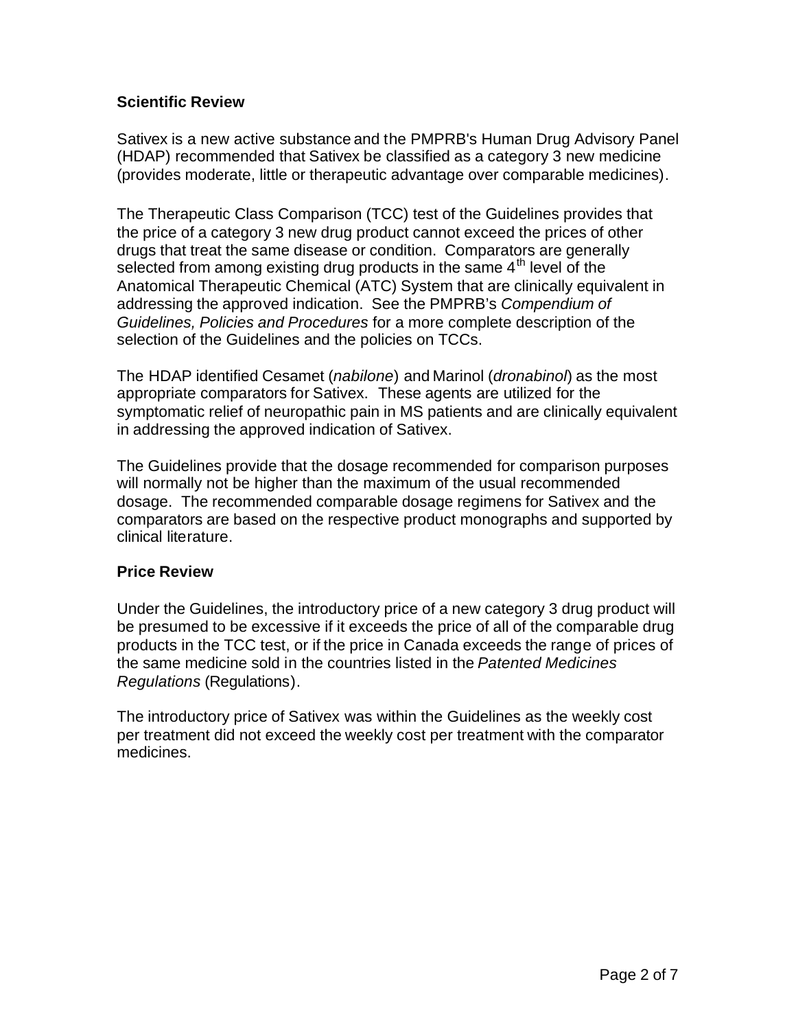## Scientific Review

Sativex is a new active substance and the PMPRB's Human Drug Advisory Panel (HDAP) recommended that Sativex be classified as a category 3 new medicine (provides moderate, little or therapeutic advantage over comparable medicines).

The Therapeutic Class Comparison (TCC) test of the Guidelines provides that the price of a category 3 new drug product cannot exceed the prices of other drugs that treat the same disease or condition. Comparators are generally selected from among existing drug products in the same 4th level of the Anatomical Therapeutic Chemical (ATC) System that are clinically equivalent in addressing the approved indication. See the PMPRB's *Compendium of Guidelines, Policies and Procedures* for a more complete description of the selection of the Guidelines and the policies on TCCs.

The HDAP identified Cesamet (*nabilone*) and Marinol (*dronabinol*) as the most appropriate comparators for Sativex. These agents are utilized for the symptomatic relief of neuropathic pain in MS patients and are clinically equivalent in addressing the approved indication of Sativex.

The Guidelines provide that the dosage recommended for comparison purposes will normally not be higher than the maximum of the usual recommended dosage. The recommended comparable dosage regimens for Sativex and the comparators are based on the respective product monographs and supported by clinical literature.

## Price Review

Under the Guidelines, the introductory price of a new category 3 drug product will be presumed to be excessive if it exceeds the price of all of the comparable drug products in the TCC test, or if the price in Canada exceeds the range of prices of the same medicine sold in the countries listed in the *Patented Medicines Regulations* (Regulations).

The introductory price of Sativex was within the Guidelines as the weekly cost per treatment did not exceed the weekly cost per treatment with the comparator medicines.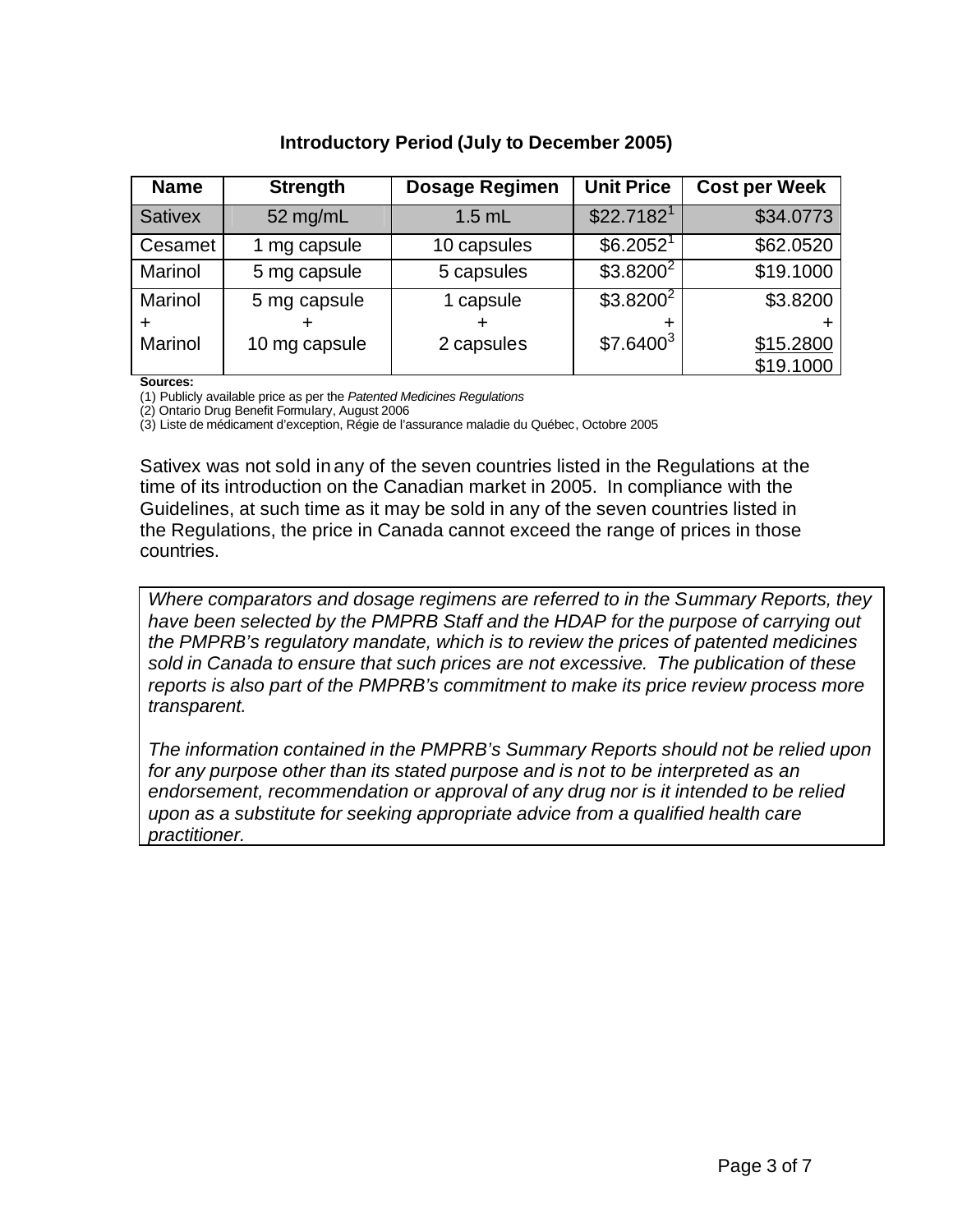**Introductory Period (July to December 2005)**

| Name | Strength | Dosage Regimen | Unit Price | Cost per Week |
|---|---|---|---|---|
| Sativex | 52 mg/mL | 1.5 mL | $22.7182[1] | $34.0773 |
| Cesamet | 1 mg capsule | 10 capsules | $6.2052[1] | $62.0520 |
| Marinol | 5 mg capsule | 5 capsules | $3.8200[2] | $19.1000 |
| Marinol + Marinol | 5 mg capsule + 10 mg capsule | 1 capsule + 2 capsules | $3.8200[2] + $7.6400[3] | $3.8200 + $15.2800 $19.1000 |

**Sources:**
(1) Publicly available price as per the *Patented Medicines Regulations*
(2) Ontario Drug Benefit Formulary, August 2006
(3) Liste de médicament d'exception, Régie de l'assurance maladie du Québec, Octobre 2005

Sativex was not sold in any of the seven countries listed in the Regulations at the time of its introduction on the Canadian market in 2005. In compliance with the Guidelines, at such time as it may be sold in any of the seven countries listed in the Regulations, the price in Canada cannot exceed the range of prices in those countries.

*Where comparators and dosage regimens are referred to in the Summary Reports, they have been selected by the PMPRB Staff and the HDAP for the purpose of carrying out the PMPRB's regulatory mandate, which is to review the prices of patented medicines sold in Canada to ensure that such prices are not excessive. The publication of these reports is also part of the PMPRB's commitment to make its price review process more transparent.*

*The information contained in the PMPRB's Summary Reports should not be relied upon for any purpose other than its stated purpose and is not to be interpreted as an endorsement, recommendation or approval of any drug nor is it intended to be relied upon as a substitute for seeking appropriate advice from a qualified health care practitioner.*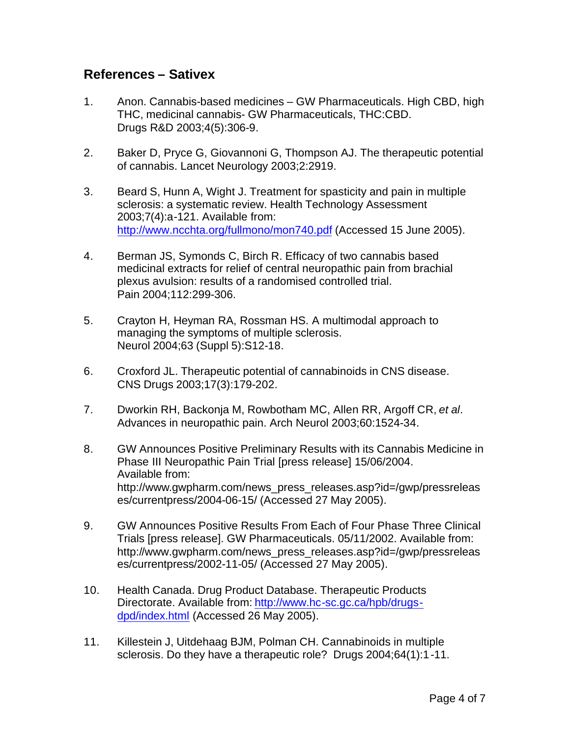## References – Sativex

1. Anon. Cannabis-based medicines – GW Pharmaceuticals. High CBD, high THC, medicinal cannabis- GW Pharmaceuticals, THC:CBD. Drugs R&D 2003;4(5):306-9.

2. Baker D, Pryce G, Giovannoni G, Thompson AJ. The therapeutic potential of cannabis. Lancet Neurology 2003;2:2919.

3. Beard S, Hunn A, Wight J. Treatment for spasticity and pain in multiple sclerosis: a systematic review. Health Technology Assessment 2003;7(4):a-121. Available from: http://www.ncchta.org/fullmono/mon740.pdf (Accessed 15 June 2005).

4. Berman JS, Symonds C, Birch R. Efficacy of two cannabis based medicinal extracts for relief of central neuropathic pain from brachial plexus avulsion: results of a randomised controlled trial. Pain 2004;112:299-306.

5. Crayton H, Heyman RA, Rossman HS. A multimodal approach to managing the symptoms of multiple sclerosis. Neurol 2004;63 (Suppl 5):S12-18.

6. Croxford JL. Therapeutic potential of cannabinoids in CNS disease. CNS Drugs 2003;17(3):179-202.

7. Dworkin RH, Backonja M, Rowbotham MC, Allen RR, Argoff CR, *et al*. Advances in neuropathic pain. Arch Neurol 2003;60:1524-34.

8. GW Announces Positive Preliminary Results with its Cannabis Medicine in Phase III Neuropathic Pain Trial [press release] 15/06/2004. Available from: http://www.gwpharm.com/news_press_releases.asp?id=/gwp/pressreleases/currentpress/2004-06-15/ (Accessed 27 May 2005).

9. GW Announces Positive Results From Each of Four Phase Three Clinical Trials [press release]. GW Pharmaceuticals. 05/11/2002. Available from: http://www.gwpharm.com/news_press_releases.asp?id=/gwp/pressreleases/currentpress/2002-11-05/ (Accessed 27 May 2005).

10. Health Canada. Drug Product Database. Therapeutic Products Directorate. Available from: http://www.hc-sc.gc.ca/hpb/drugs-dpd/index.html (Accessed 26 May 2005).

11. Killestein J, Uitdehaag BJM, Polman CH. Cannabinoids in multiple sclerosis. Do they have a therapeutic role? Drugs 2004;64(1):1-11.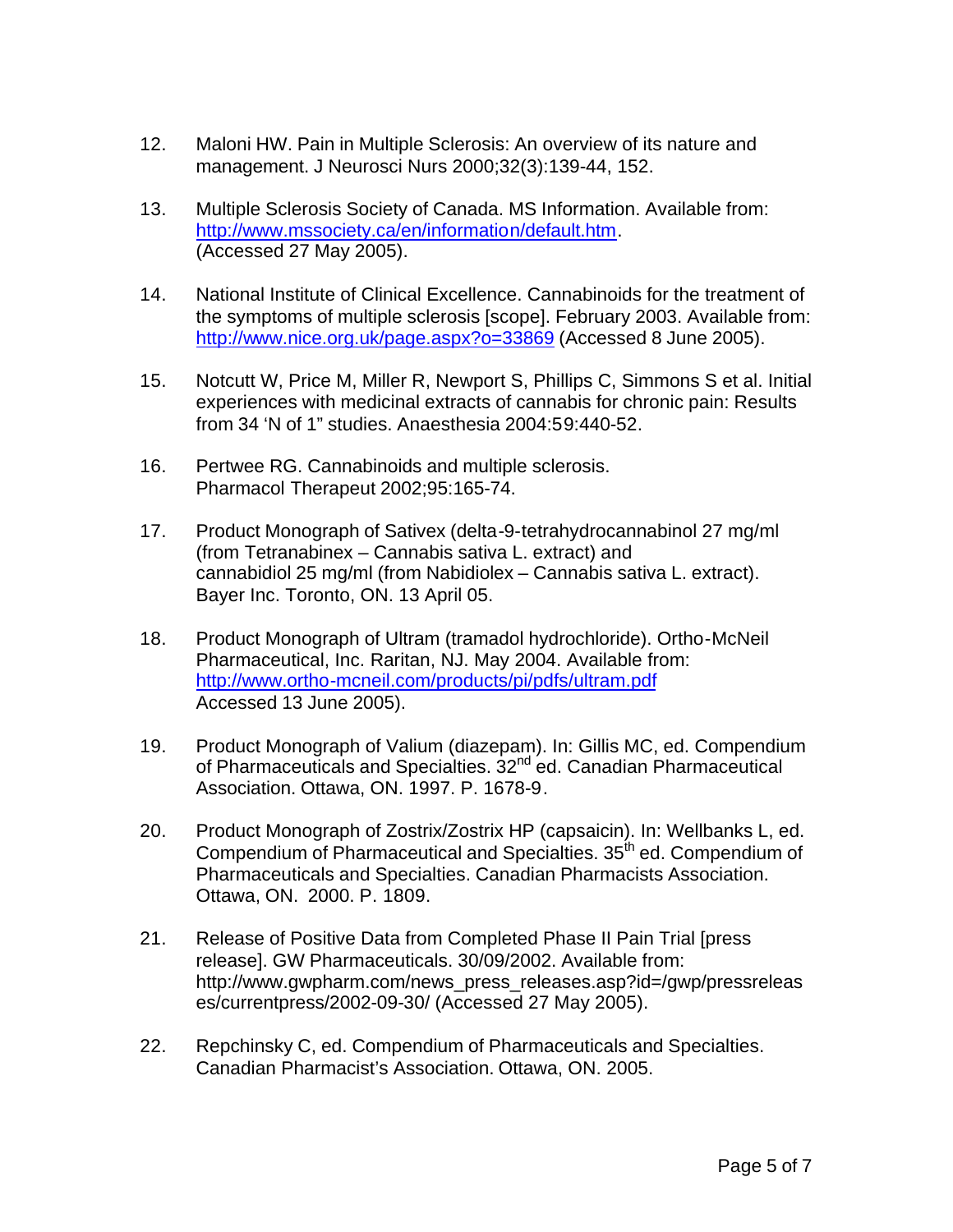12. Maloni HW. Pain in Multiple Sclerosis: An overview of its nature and management. J Neurosci Nurs 2000;32(3):139-44, 152.

13. Multiple Sclerosis Society of Canada. MS Information. Available from: http://www.mssociety.ca/en/information/default.htm. (Accessed 27 May 2005).

14. National Institute of Clinical Excellence. Cannabinoids for the treatment of the symptoms of multiple sclerosis [scope]. February 2003. Available from: http://www.nice.org.uk/page.aspx?o=33869 (Accessed 8 June 2005).

15. Notcutt W, Price M, Miller R, Newport S, Phillips C, Simmons S et al. Initial experiences with medicinal extracts of cannabis for chronic pain: Results from 34 'N of 1" studies. Anaesthesia 2004:59:440-52.

16. Pertwee RG. Cannabinoids and multiple sclerosis. Pharmacol Therapeut 2002;95:165-74.

17. Product Monograph of Sativex (delta-9-tetrahydrocannabinol 27 mg/ml (from Tetranabinex – Cannabis sativa L. extract) and cannabidiol 25 mg/ml (from Nabidiolex – Cannabis sativa L. extract). Bayer Inc. Toronto, ON. 13 April 05.

18. Product Monograph of Ultram (tramadol hydrochloride). Ortho-McNeil Pharmaceutical, Inc. Raritan, NJ. May 2004. Available from: http://www.ortho-mcneil.com/products/pi/pdfs/ultram.pdf Accessed 13 June 2005).

19. Product Monograph of Valium (diazepam). In: Gillis MC, ed. Compendium of Pharmaceuticals and Specialties. 32nd ed. Canadian Pharmaceutical Association. Ottawa, ON. 1997. P. 1678-9.

20. Product Monograph of Zostrix/Zostrix HP (capsaicin). In: Wellbanks L, ed. Compendium of Pharmaceutical and Specialties. 35th ed. Compendium of Pharmaceuticals and Specialties. Canadian Pharmacists Association. Ottawa, ON. 2000. P. 1809.

21. Release of Positive Data from Completed Phase II Pain Trial [press release]. GW Pharmaceuticals. 30/09/2002. Available from: http://www.gwpharm.com/news_press_releases.asp?id=/gwp/pressreleases/currentpress/2002-09-30/ (Accessed 27 May 2005).

22. Repchinsky C, ed. Compendium of Pharmaceuticals and Specialties. Canadian Pharmacist's Association. Ottawa, ON. 2005.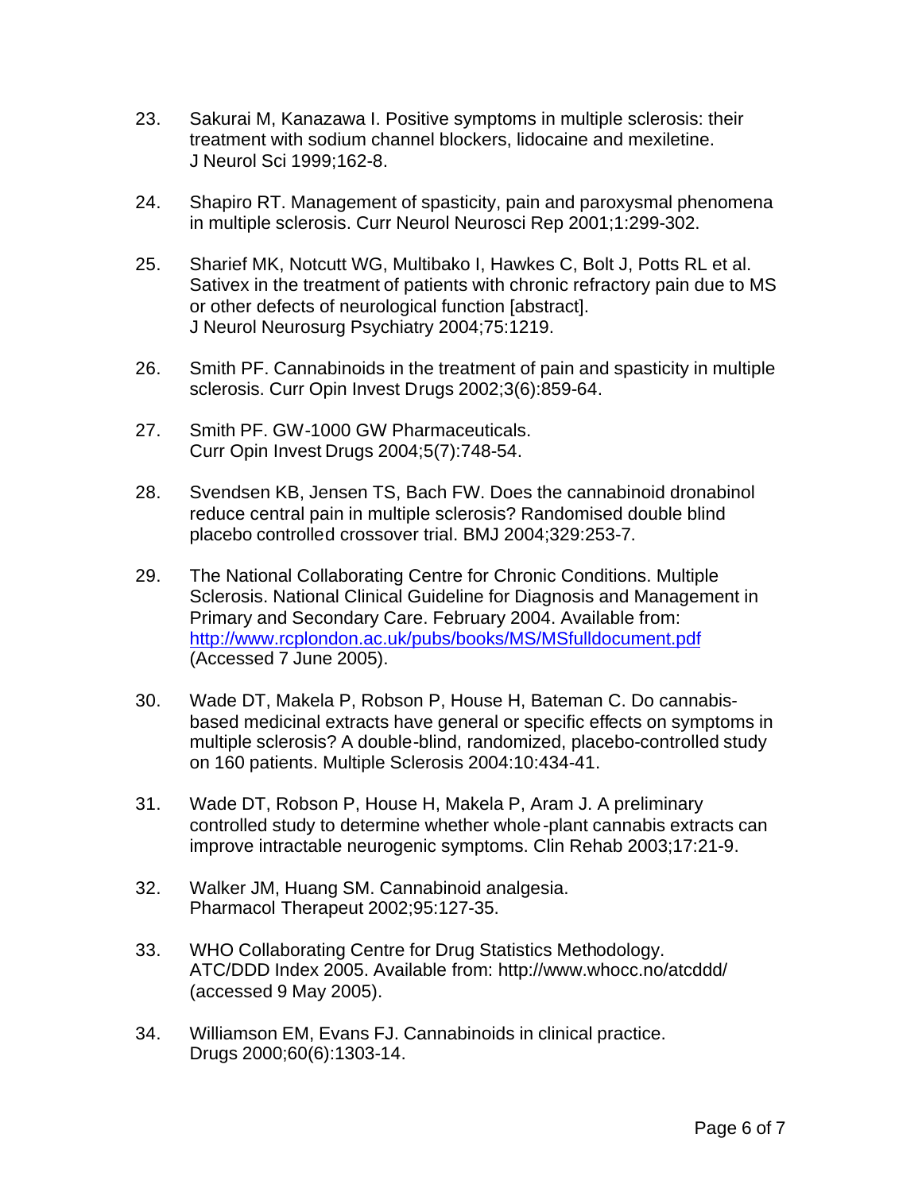23. Sakurai M, Kanazawa I. Positive symptoms in multiple sclerosis: their treatment with sodium channel blockers, lidocaine and mexiletine. J Neurol Sci 1999;162-8.

24. Shapiro RT. Management of spasticity, pain and paroxysmal phenomena in multiple sclerosis. Curr Neurol Neurosci Rep 2001;1:299-302.

25. Sharief MK, Notcutt WG, Multibako I, Hawkes C, Bolt J, Potts RL et al. Sativex in the treatment of patients with chronic refractory pain due to MS or other defects of neurological function [abstract]. J Neurol Neurosurg Psychiatry 2004;75:1219.

26. Smith PF. Cannabinoids in the treatment of pain and spasticity in multiple sclerosis. Curr Opin Invest Drugs 2002;3(6):859-64.

27. Smith PF. GW-1000 GW Pharmaceuticals. Curr Opin Invest Drugs 2004;5(7):748-54.

28. Svendsen KB, Jensen TS, Bach FW. Does the cannabinoid dronabinol reduce central pain in multiple sclerosis? Randomised double blind placebo controlled crossover trial. BMJ 2004;329:253-7.

29. The National Collaborating Centre for Chronic Conditions. Multiple Sclerosis. National Clinical Guideline for Diagnosis and Management in Primary and Secondary Care. February 2004. Available from: http://www.rcplondon.ac.uk/pubs/books/MS/MSfulldocument.pdf (Accessed 7 June 2005).

30. Wade DT, Makela P, Robson P, House H, Bateman C. Do cannabis-based medicinal extracts have general or specific effects on symptoms in multiple sclerosis? A double-blind, randomized, placebo-controlled study on 160 patients. Multiple Sclerosis 2004:10:434-41.

31. Wade DT, Robson P, House H, Makela P, Aram J. A preliminary controlled study to determine whether whole-plant cannabis extracts can improve intractable neurogenic symptoms. Clin Rehab 2003;17:21-9.

32. Walker JM, Huang SM. Cannabinoid analgesia. Pharmacol Therapeut 2002;95:127-35.

33. WHO Collaborating Centre for Drug Statistics Methodology. ATC/DDD Index 2005. Available from: http://www.whocc.no/atcddd/ (accessed 9 May 2005).

34. Williamson EM, Evans FJ. Cannabinoids in clinical practice. Drugs 2000;60(6):1303-14.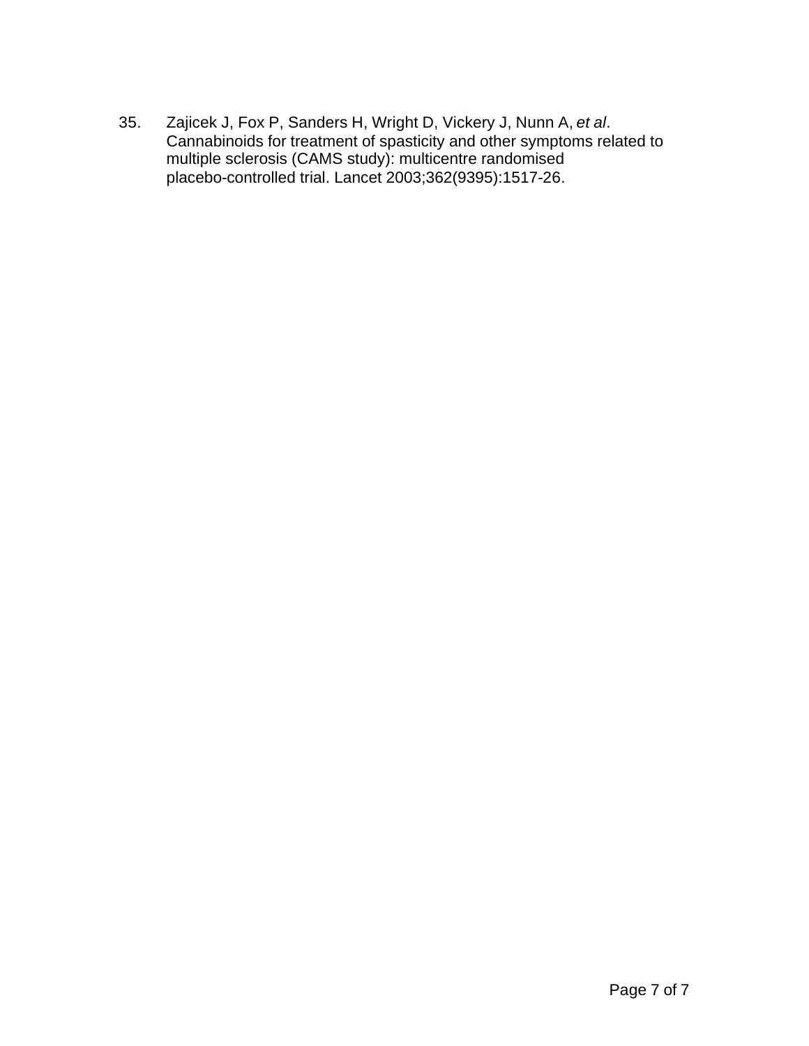35. Zajicek J, Fox P, Sanders H, Wright D, Vickery J, Nunn A, *et al*. Cannabinoids for treatment of spasticity and other symptoms related to multiple sclerosis (CAMS study): multicentre randomised placebo-controlled trial. Lancet 2003;362(9395):1517-26.